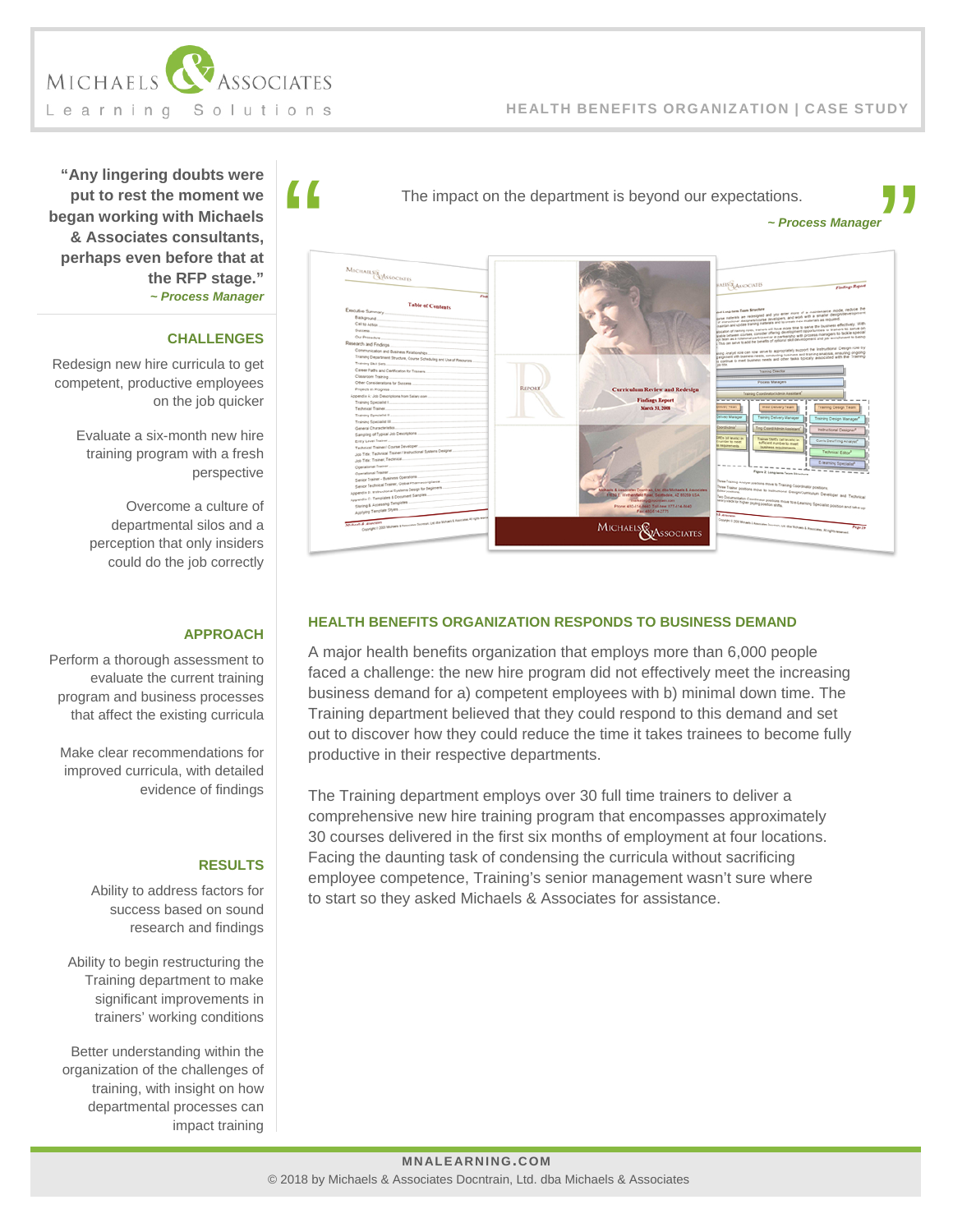# MICHAELS & ASSOCIATES

Learning Solutions

HEALTH BENEFITS ORGANIZATION | CASE STUDY

**"Any lingering doubts were put to rest the moment we began working with Michaels & Associates consultants, perhaps even before that at the RFP stage."**
***~ Process Manager***

### CHALLENGES

Redesign new hire curricula to get competent, productive employees on the job quicker

Evaluate a six-month new hire training program with a fresh perspective

Overcome a culture of departmental silos and a perception that only insiders could do the job correctly

### APPROACH

Perform a thorough assessment to evaluate the current training program and business processes that affect the existing curricula

Make clear recommendations for improved curricula, with detailed evidence of findings

### RESULTS

Ability to address factors for success based on sound research and findings

Ability to begin restructuring the Training department to make significant improvements in trainers' working conditions

Better understanding within the organization of the challenges of training, with insight on how departmental processes can impact training

"The impact on the department is beyond our expectations."
***~ Process Manager***

## HEALTH BENEFITS ORGANIZATION RESPONDS TO BUSINESS DEMAND

A major health benefits organization that employs more than 6,000 people faced a challenge: the new hire program did not effectively meet the increasing business demand for a) competent employees with b) minimal down time. The Training department believed that they could respond to this demand and set out to discover how they could reduce the time it takes trainees to become fully productive in their respective departments.

The Training department employs over 30 full time trainers to deliver a comprehensive new hire training program that encompasses approximately 30 courses delivered in the first six months of employment at four locations. Facing the daunting task of condensing the curricula without sacrificing employee competence, Training's senior management wasn't sure where to start so they asked Michaels & Associates for assistance.

MNALEARNING.COM
© 2018 by Michaels & Associates Docntrain, Ltd. dba Michaels & Associates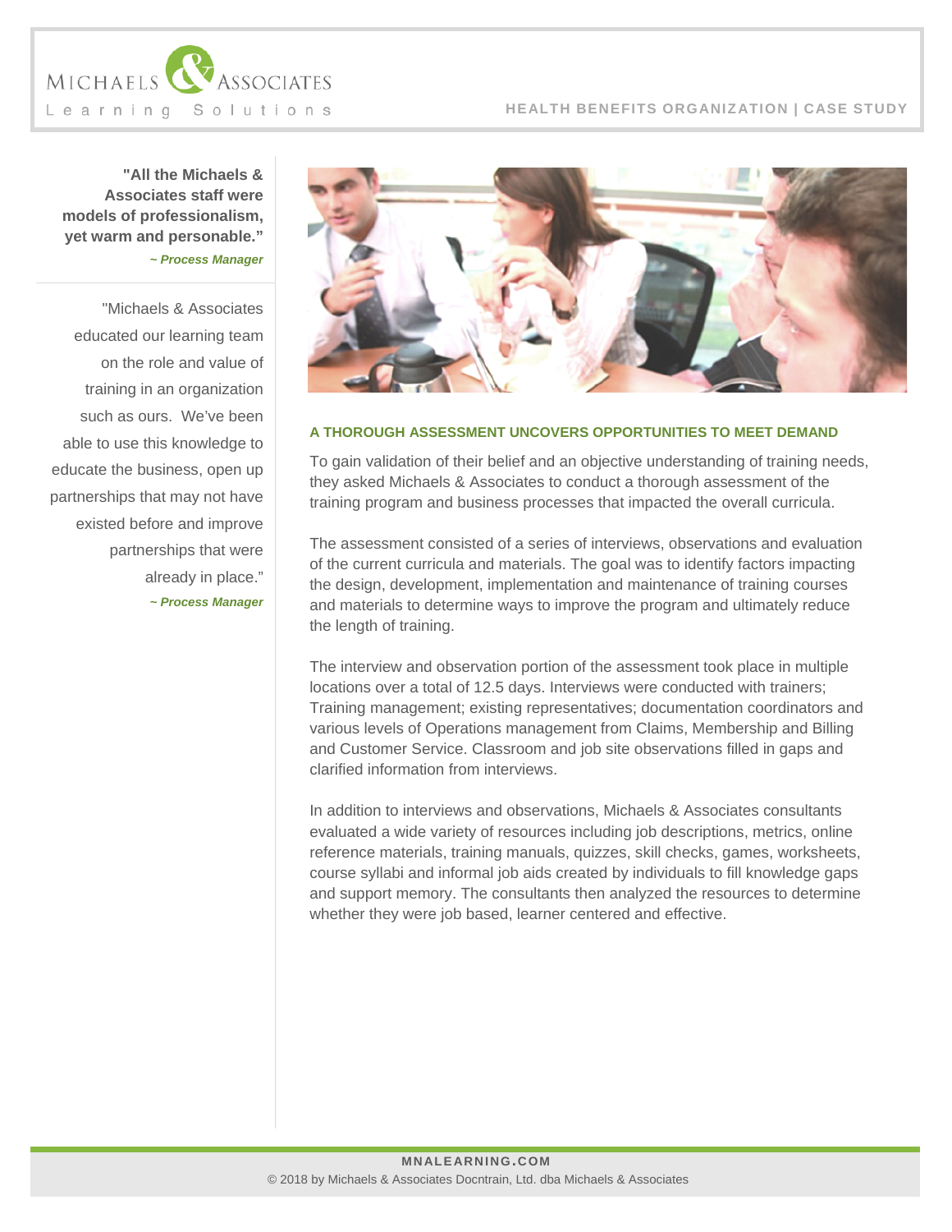**"All the Michaels & Associates staff were models of professionalism, yet warm and personable."**

***~ Process Manager***

"Michaels & Associates educated our learning team on the role and value of training in an organization such as ours. We've been able to use this knowledge to educate the business, open up partnerships that may not have existed before and improve partnerships that were already in place."

***~ Process Manager***

### A THOROUGH ASSESSMENT UNCOVERS OPPORTUNITIES TO MEET DEMAND

To gain validation of their belief and an objective understanding of training needs, they asked Michaels & Associates to conduct a thorough assessment of the training program and business processes that impacted the overall curricula.

The assessment consisted of a series of interviews, observations and evaluation of the current curricula and materials. The goal was to identify factors impacting the design, development, implementation and maintenance of training courses and materials to determine ways to improve the program and ultimately reduce the length of training.

The interview and observation portion of the assessment took place in multiple locations over a total of 12.5 days. Interviews were conducted with trainers; Training management; existing representatives; documentation coordinators and various levels of Operations management from Claims, Membership and Billing and Customer Service. Classroom and job site observations filled in gaps and clarified information from interviews.

In addition to interviews and observations, Michaels & Associates consultants evaluated a wide variety of resources including job descriptions, metrics, online reference materials, training manuals, quizzes, skill checks, games, worksheets, course syllabi and informal job aids created by individuals to fill knowledge gaps and support memory. The consultants then analyzed the resources to determine whether they were job based, learner centered and effective.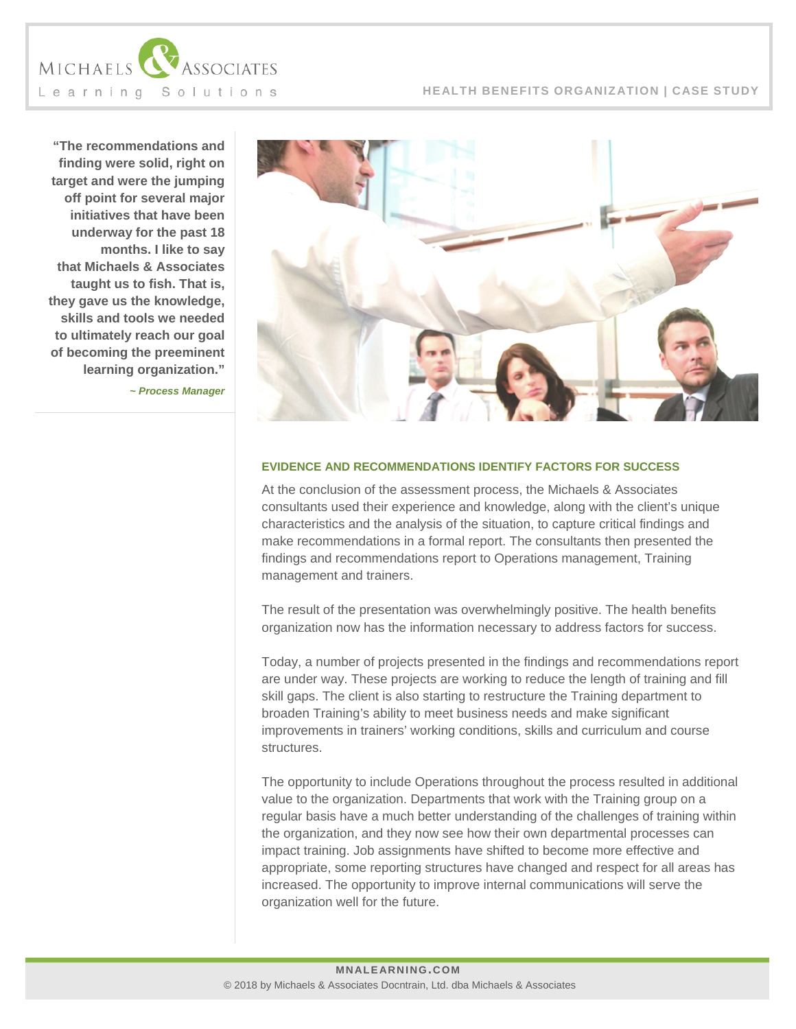**"The recommendations and finding were solid, right on target and were the jumping off point for several major initiatives that have been underway for the past 18 months. I like to say that Michaels & Associates taught us to fish. That is, they gave us the knowledge, skills and tools we needed to ultimately reach our goal of becoming the preeminent learning organization."**

***~ Process Manager***

## EVIDENCE AND RECOMMENDATIONS IDENTIFY FACTORS FOR SUCCESS

At the conclusion of the assessment process, the Michaels & Associates consultants used their experience and knowledge, along with the client's unique characteristics and the analysis of the situation, to capture critical findings and make recommendations in a formal report. The consultants then presented the findings and recommendations report to Operations management, Training management and trainers.

The result of the presentation was overwhelmingly positive. The health benefits organization now has the information necessary to address factors for success.

Today, a number of projects presented in the findings and recommendations report are under way. These projects are working to reduce the length of training and fill skill gaps. The client is also starting to restructure the Training department to broaden Training's ability to meet business needs and make significant improvements in trainers' working conditions, skills and curriculum and course structures.

The opportunity to include Operations throughout the process resulted in additional value to the organization. Departments that work with the Training group on a regular basis have a much better understanding of the challenges of training within the organization, and they now see how their own departmental processes can impact training. Job assignments have shifted to become more effective and appropriate, some reporting structures have changed and respect for all areas has increased. The opportunity to improve internal communications will serve the organization well for the future.